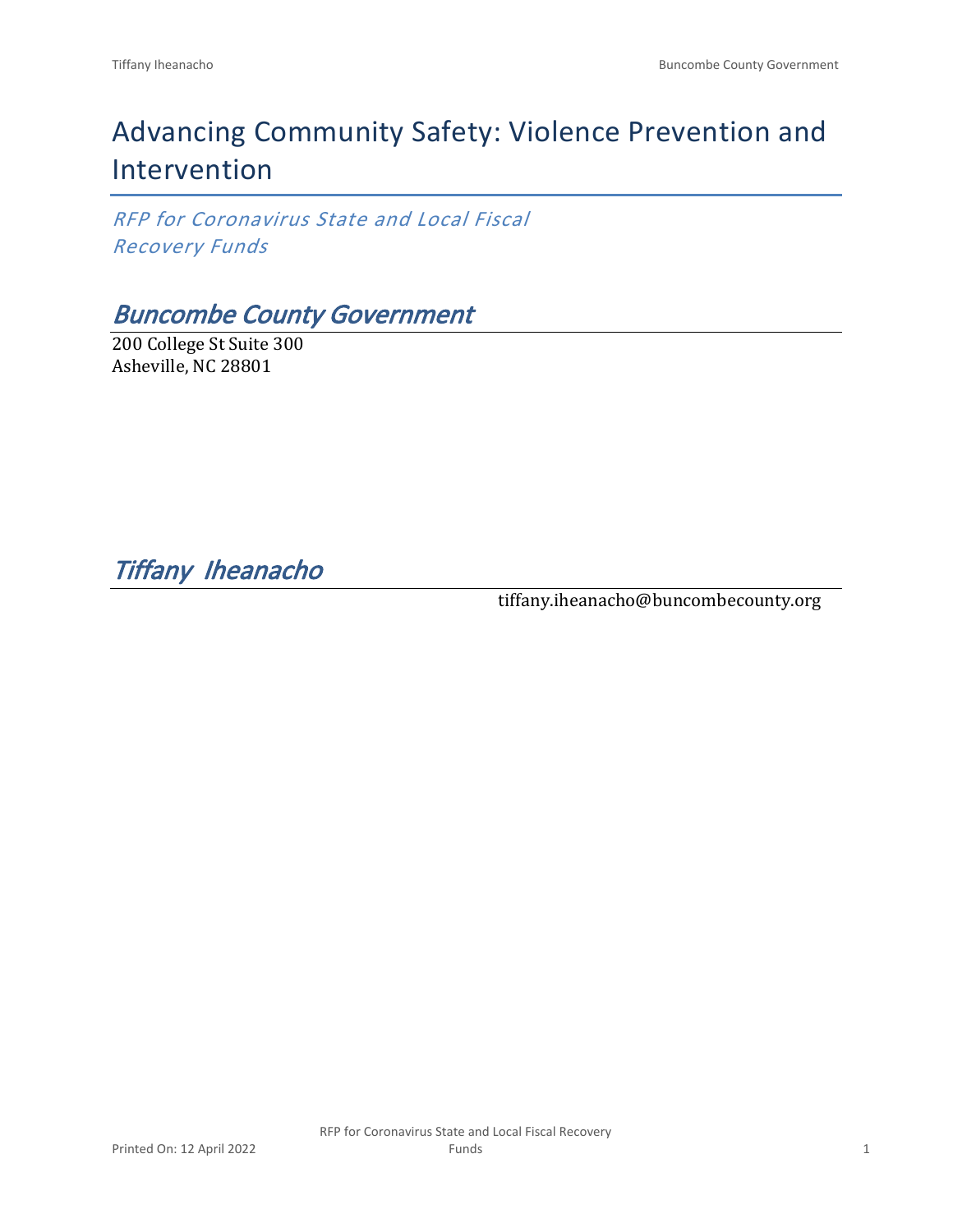# Advancing Community Safety: Violence Prevention and Intervention

*RFP for Coronavirus State and Local Fiscal Recovery Funds*

## *Buncombe County Government*

200 College St Suite 300
Asheville, NC 28801

## *Tiffany Iheanacho*

tiffany.iheanacho@buncombecounty.org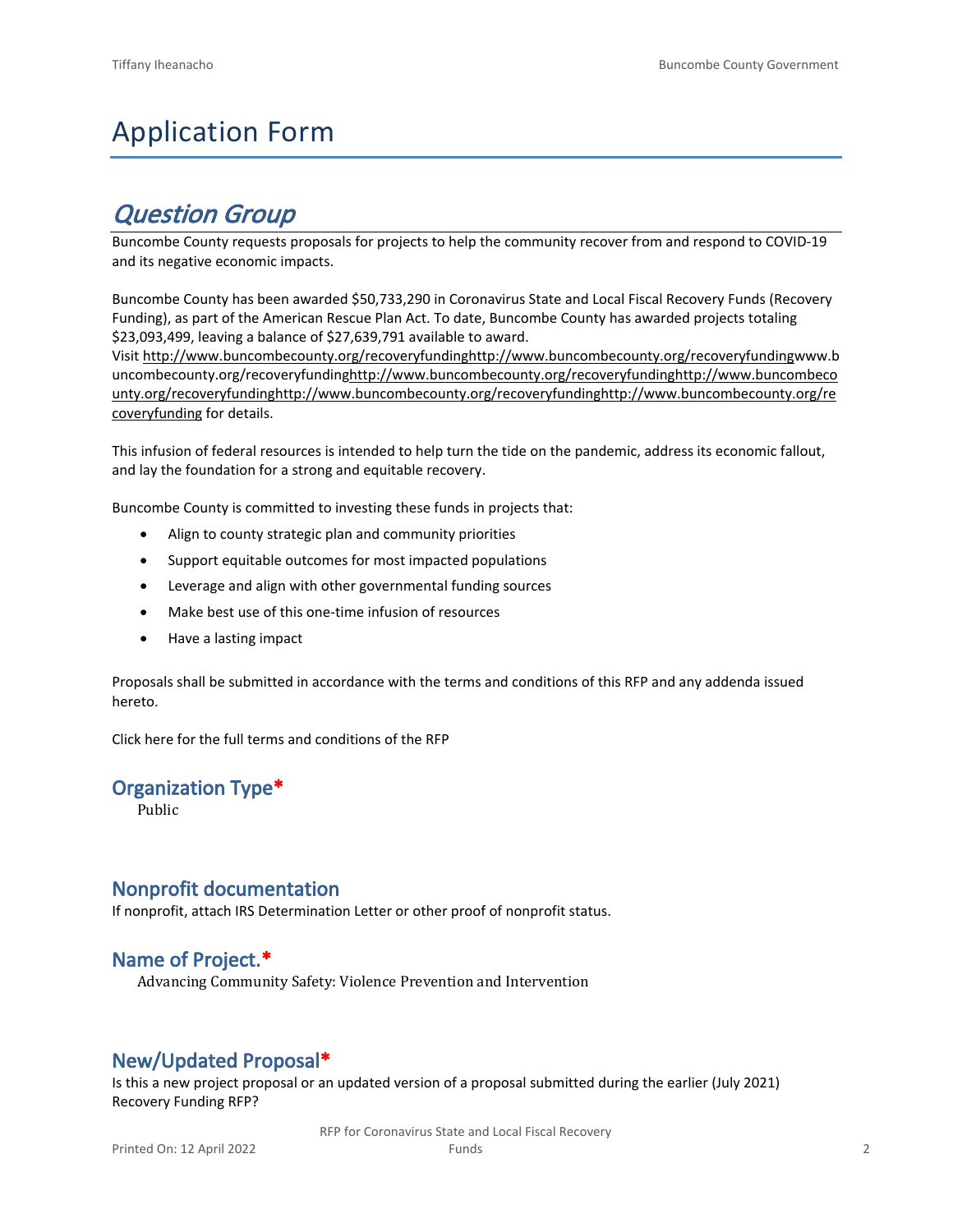# Application Form

## *Question Group*

Buncombe County requests proposals for projects to help the community recover from and respond to COVID-19 and its negative economic impacts.

Buncombe County has been awarded $50,733,290 in Coronavirus State and Local Fiscal Recovery Funds (Recovery Funding), as part of the American Rescue Plan Act. To date, Buncombe County has awarded projects totaling $23,093,499, leaving a balance of $27,639,791 available to award.
Visit http://www.buncombecounty.org/recoveryfundinghttp://www.buncombecounty.org/recoveryfundingwww.buncombecounty.org/recoveryfundinghttp://www.buncombecounty.org/recoveryfundinghttp://www.buncombecounty.org/recoveryfundinghttp://www.buncombecounty.org/recoveryfundinghttp://www.buncombecounty.org/recoveryfunding for details.

This infusion of federal resources is intended to help turn the tide on the pandemic, address its economic fallout, and lay the foundation for a strong and equitable recovery.

Buncombe County is committed to investing these funds in projects that:

- Align to county strategic plan and community priorities
- Support equitable outcomes for most impacted populations
- Leverage and align with other governmental funding sources
- Make best use of this one-time infusion of resources
- Have a lasting impact

Proposals shall be submitted in accordance with the terms and conditions of this RFP and any addenda issued hereto.

Click here for the full terms and conditions of the RFP

### Organization Type*

Public

### Nonprofit documentation

If nonprofit, attach IRS Determination Letter or other proof of nonprofit status.

### Name of Project.*

Advancing Community Safety: Violence Prevention and Intervention

### New/Updated Proposal*

Is this a new project proposal or an updated version of a proposal submitted during the earlier (July 2021) Recovery Funding RFP?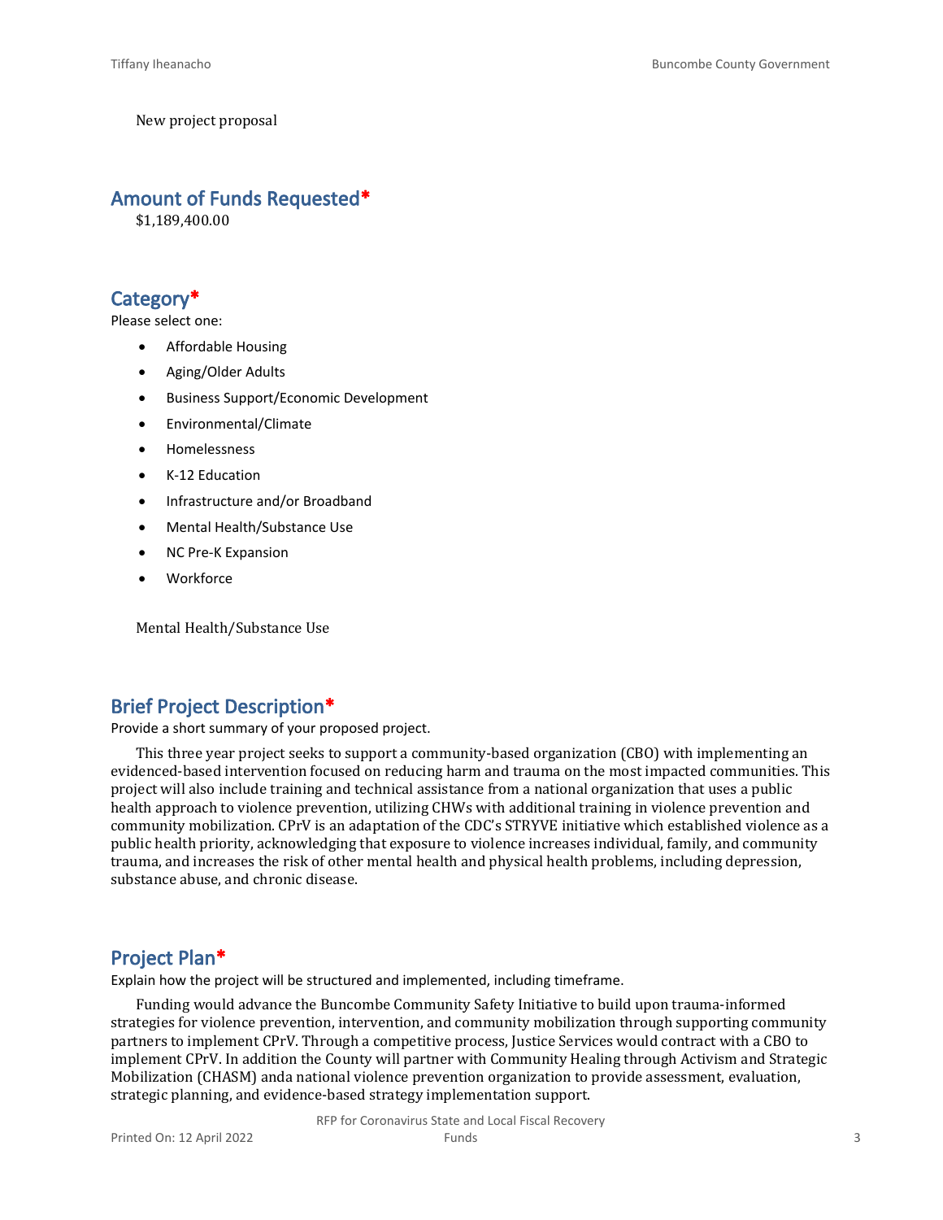New project proposal

## Amount of Funds Requested*

$1,189,400.00

## Category*

Please select one:

- Affordable Housing
- Aging/Older Adults
- Business Support/Economic Development
- Environmental/Climate
- Homelessness
- K-12 Education
- Infrastructure and/or Broadband
- Mental Health/Substance Use
- NC Pre-K Expansion
- Workforce

Mental Health/Substance Use

## Brief Project Description*

Provide a short summary of your proposed project.

This three year project seeks to support a community-based organization (CBO) with implementing an evidenced-based intervention focused on reducing harm and trauma on the most impacted communities. This project will also include training and technical assistance from a national organization that uses a public health approach to violence prevention, utilizing CHWs with additional training in violence prevention and community mobilization. CPrV is an adaptation of the CDC's STRYVE initiative which established violence as a public health priority, acknowledging that exposure to violence increases individual, family, and community trauma, and increases the risk of other mental health and physical health problems, including depression, substance abuse, and chronic disease.

## Project Plan*

Explain how the project will be structured and implemented, including timeframe.

Funding would advance the Buncombe Community Safety Initiative to build upon trauma-informed strategies for violence prevention, intervention, and community mobilization through supporting community partners to implement CPrV. Through a competitive process, Justice Services would contract with a CBO to implement CPrV. In addition the County will partner with Community Healing through Activism and Strategic Mobilization (CHASM) anda national violence prevention organization to provide assessment, evaluation, strategic planning, and evidence-based strategy implementation support.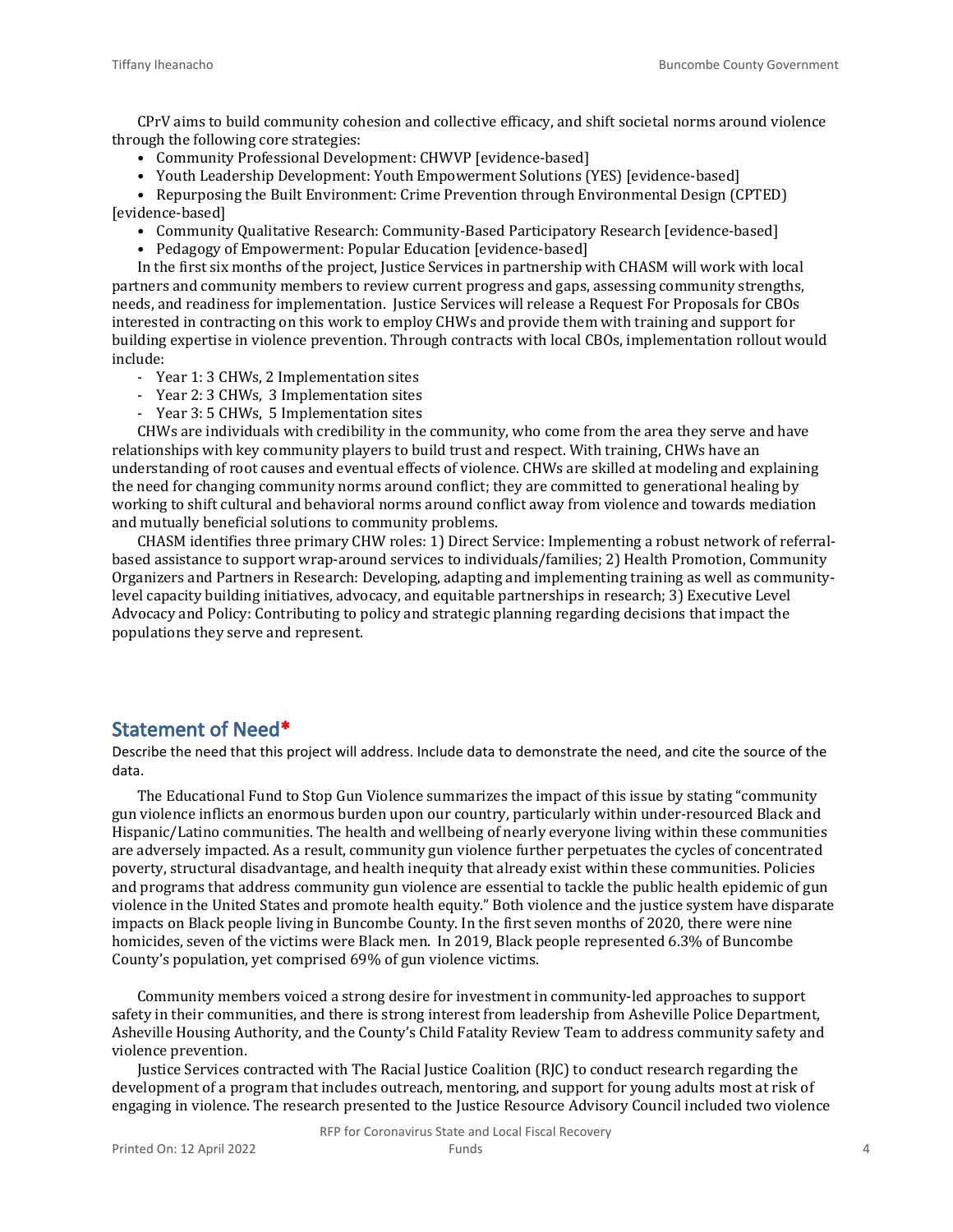CPrV aims to build community cohesion and collective efficacy, and shift societal norms around violence through the following core strategies:

- Community Professional Development: CHWVP [evidence-based]
- Youth Leadership Development: Youth Empowerment Solutions (YES) [evidence-based]
- Repurposing the Built Environment: Crime Prevention through Environmental Design (CPTED) [evidence-based]
- Community Qualitative Research: Community-Based Participatory Research [evidence-based]
- Pedagogy of Empowerment: Popular Education [evidence-based]

In the first six months of the project, Justice Services in partnership with CHASM will work with local partners and community members to review current progress and gaps, assessing community strengths, needs, and readiness for implementation. Justice Services will release a Request For Proposals for CBOs interested in contracting on this work to employ CHWs and provide them with training and support for building expertise in violence prevention. Through contracts with local CBOs, implementation rollout would include:

- Year 1: 3 CHWs, 2 Implementation sites
- Year 2: 3 CHWs, 3 Implementation sites
- Year 3: 5 CHWs, 5 Implementation sites

CHWs are individuals with credibility in the community, who come from the area they serve and have relationships with key community players to build trust and respect. With training, CHWs have an understanding of root causes and eventual effects of violence. CHWs are skilled at modeling and explaining the need for changing community norms around conflict; they are committed to generational healing by working to shift cultural and behavioral norms around conflict away from violence and towards mediation and mutually beneficial solutions to community problems.

CHASM identifies three primary CHW roles: 1) Direct Service: Implementing a robust network of referral-based assistance to support wrap-around services to individuals/families; 2) Health Promotion, Community Organizers and Partners in Research: Developing, adapting and implementing training as well as community-level capacity building initiatives, advocacy, and equitable partnerships in research; 3) Executive Level Advocacy and Policy: Contributing to policy and strategic planning regarding decisions that impact the populations they serve and represent.

## Statement of Need*

Describe the need that this project will address. Include data to demonstrate the need, and cite the source of the data.

The Educational Fund to Stop Gun Violence summarizes the impact of this issue by stating "community gun violence inflicts an enormous burden upon our country, particularly within under-resourced Black and Hispanic/Latino communities. The health and wellbeing of nearly everyone living within these communities are adversely impacted. As a result, community gun violence further perpetuates the cycles of concentrated poverty, structural disadvantage, and health inequity that already exist within these communities. Policies and programs that address community gun violence are essential to tackle the public health epidemic of gun violence in the United States and promote health equity." Both violence and the justice system have disparate impacts on Black people living in Buncombe County. In the first seven months of 2020, there were nine homicides, seven of the victims were Black men. In 2019, Black people represented 6.3% of Buncombe County's population, yet comprised 69% of gun violence victims.

Community members voiced a strong desire for investment in community-led approaches to support safety in their communities, and there is strong interest from leadership from Asheville Police Department, Asheville Housing Authority, and the County's Child Fatality Review Team to address community safety and violence prevention.

Justice Services contracted with The Racial Justice Coalition (RJC) to conduct research regarding the development of a program that includes outreach, mentoring, and support for young adults most at risk of engaging in violence. The research presented to the Justice Resource Advisory Council included two violence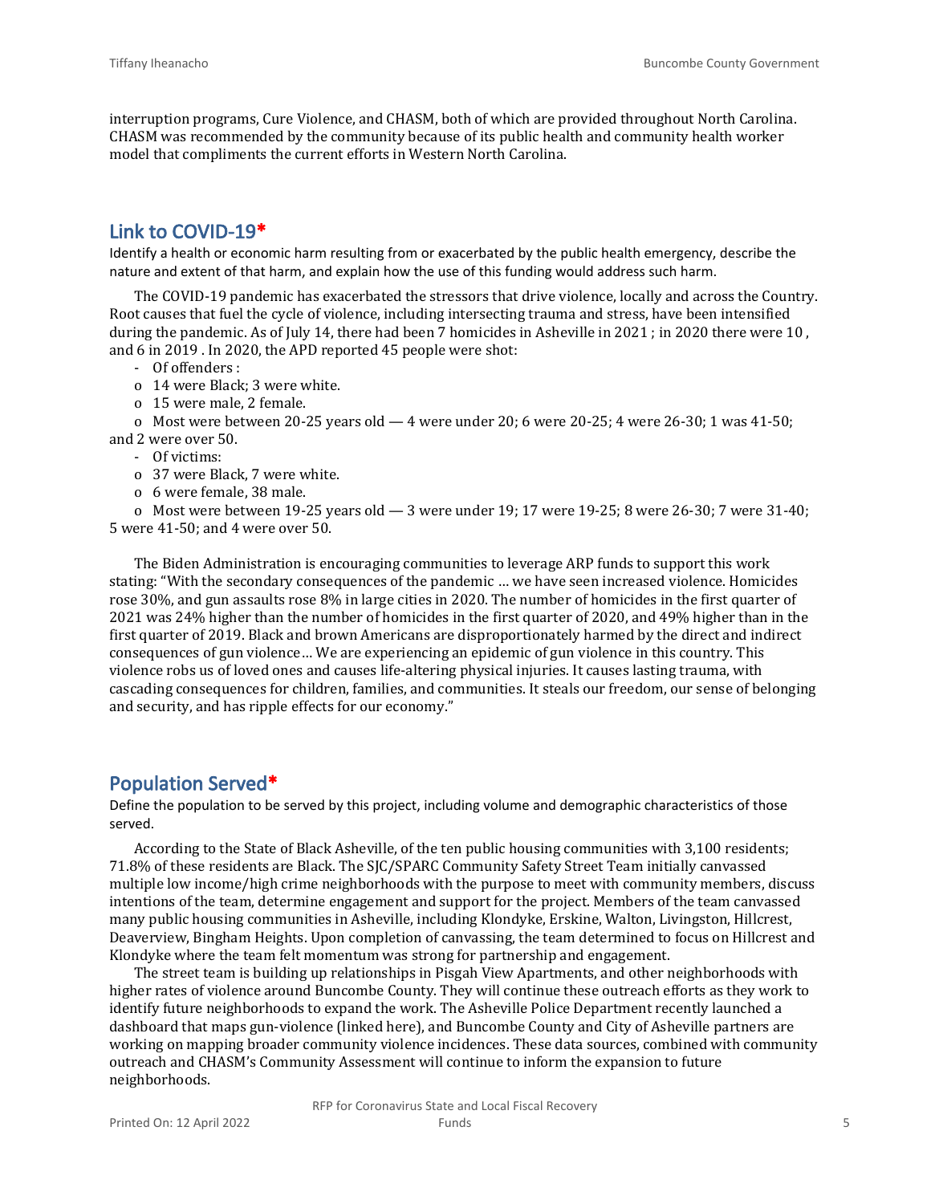interruption programs, Cure Violence, and CHASM, both of which are provided throughout North Carolina. CHASM was recommended by the community because of its public health and community health worker model that compliments the current efforts in Western North Carolina.

## Link to COVID-19*

Identify a health or economic harm resulting from or exacerbated by the public health emergency, describe the nature and extent of that harm, and explain how the use of this funding would address such harm.

The COVID-19 pandemic has exacerbated the stressors that drive violence, locally and across the Country. Root causes that fuel the cycle of violence, including intersecting trauma and stress, have been intensified during the pandemic. As of July 14, there had been 7 homicides in Asheville in 2021 ; in 2020 there were 10 , and 6 in 2019 . In 2020, the APD reported 45 people were shot:

- Of offenders :
  - o 14 were Black; 3 were white.
  - o 15 were male, 2 female.
  - o Most were between 20-25 years old — 4 were under 20; 6 were 20-25; 4 were 26-30; 1 was 41-50; and 2 were over 50.
- Of victims:
  - o 37 were Black, 7 were white.
  - o 6 were female, 38 male.
  - o Most were between 19-25 years old — 3 were under 19; 17 were 19-25; 8 were 26-30; 7 were 31-40; 5 were 41-50; and 4 were over 50.

The Biden Administration is encouraging communities to leverage ARP funds to support this work stating: "With the secondary consequences of the pandemic … we have seen increased violence. Homicides rose 30%, and gun assaults rose 8% in large cities in 2020. The number of homicides in the first quarter of 2021 was 24% higher than the number of homicides in the first quarter of 2020, and 49% higher than in the first quarter of 2019. Black and brown Americans are disproportionately harmed by the direct and indirect consequences of gun violence… We are experiencing an epidemic of gun violence in this country. This violence robs us of loved ones and causes life-altering physical injuries. It causes lasting trauma, with cascading consequences for children, families, and communities. It steals our freedom, our sense of belonging and security, and has ripple effects for our economy."

## Population Served*

Define the population to be served by this project, including volume and demographic characteristics of those served.

According to the State of Black Asheville, of the ten public housing communities with 3,100 residents; 71.8% of these residents are Black. The SJC/SPARC Community Safety Street Team initially canvassed multiple low income/high crime neighborhoods with the purpose to meet with community members, discuss intentions of the team, determine engagement and support for the project. Members of the team canvassed many public housing communities in Asheville, including Klondyke, Erskine, Walton, Livingston, Hillcrest, Deaverview, Bingham Heights. Upon completion of canvassing, the team determined to focus on Hillcrest and Klondyke where the team felt momentum was strong for partnership and engagement.

The street team is building up relationships in Pisgah View Apartments, and other neighborhoods with higher rates of violence around Buncombe County. They will continue these outreach efforts as they work to identify future neighborhoods to expand the work. The Asheville Police Department recently launched a dashboard that maps gun-violence (linked here), and Buncombe County and City of Asheville partners are working on mapping broader community violence incidences. These data sources, combined with community outreach and CHASM's Community Assessment will continue to inform the expansion to future neighborhoods.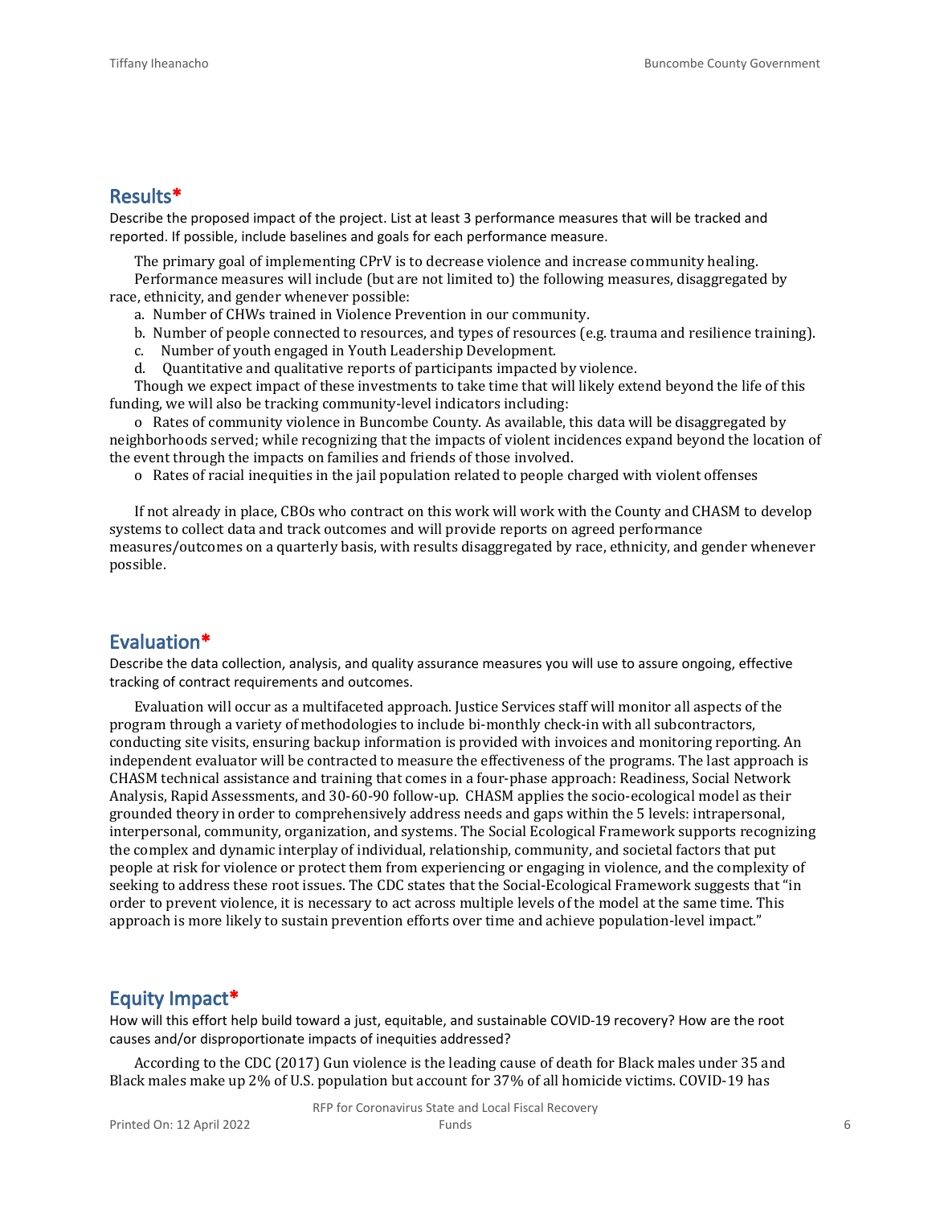## Results*

Describe the proposed impact of the project. List at least 3 performance measures that will be tracked and reported. If possible, include baselines and goals for each performance measure.

The primary goal of implementing CPrV is to decrease violence and increase community healing.

Performance measures will include (but are not limited to) the following measures, disaggregated by race, ethnicity, and gender whenever possible:

a. Number of CHWs trained in Violence Prevention in our community.
b. Number of people connected to resources, and types of resources (e.g. trauma and resilience training).
c. Number of youth engaged in Youth Leadership Development.
d. Quantitative and qualitative reports of participants impacted by violence.

Though we expect impact of these investments to take time that will likely extend beyond the life of this funding, we will also be tracking community-level indicators including:

o Rates of community violence in Buncombe County. As available, this data will be disaggregated by neighborhoods served; while recognizing that the impacts of violent incidences expand beyond the location of the event through the impacts on families and friends of those involved.

o Rates of racial inequities in the jail population related to people charged with violent offenses

If not already in place, CBOs who contract on this work will work with the County and CHASM to develop systems to collect data and track outcomes and will provide reports on agreed performance measures/outcomes on a quarterly basis, with results disaggregated by race, ethnicity, and gender whenever possible.

## Evaluation*

Describe the data collection, analysis, and quality assurance measures you will use to assure ongoing, effective tracking of contract requirements and outcomes.

Evaluation will occur as a multifaceted approach. Justice Services staff will monitor all aspects of the program through a variety of methodologies to include bi-monthly check-in with all subcontractors, conducting site visits, ensuring backup information is provided with invoices and monitoring reporting. An independent evaluator will be contracted to measure the effectiveness of the programs. The last approach is CHASM technical assistance and training that comes in a four-phase approach: Readiness, Social Network Analysis, Rapid Assessments, and 30-60-90 follow-up. CHASM applies the socio-ecological model as their grounded theory in order to comprehensively address needs and gaps within the 5 levels: intrapersonal, interpersonal, community, organization, and systems. The Social Ecological Framework supports recognizing the complex and dynamic interplay of individual, relationship, community, and societal factors that put people at risk for violence or protect them from experiencing or engaging in violence, and the complexity of seeking to address these root issues. The CDC states that the Social-Ecological Framework suggests that "in order to prevent violence, it is necessary to act across multiple levels of the model at the same time. This approach is more likely to sustain prevention efforts over time and achieve population-level impact."

## Equity Impact*

How will this effort help build toward a just, equitable, and sustainable COVID-19 recovery? How are the root causes and/or disproportionate impacts of inequities addressed?

According to the CDC (2017) Gun violence is the leading cause of death for Black males under 35 and Black males make up 2% of U.S. population but account for 37% of all homicide victims. COVID-19 has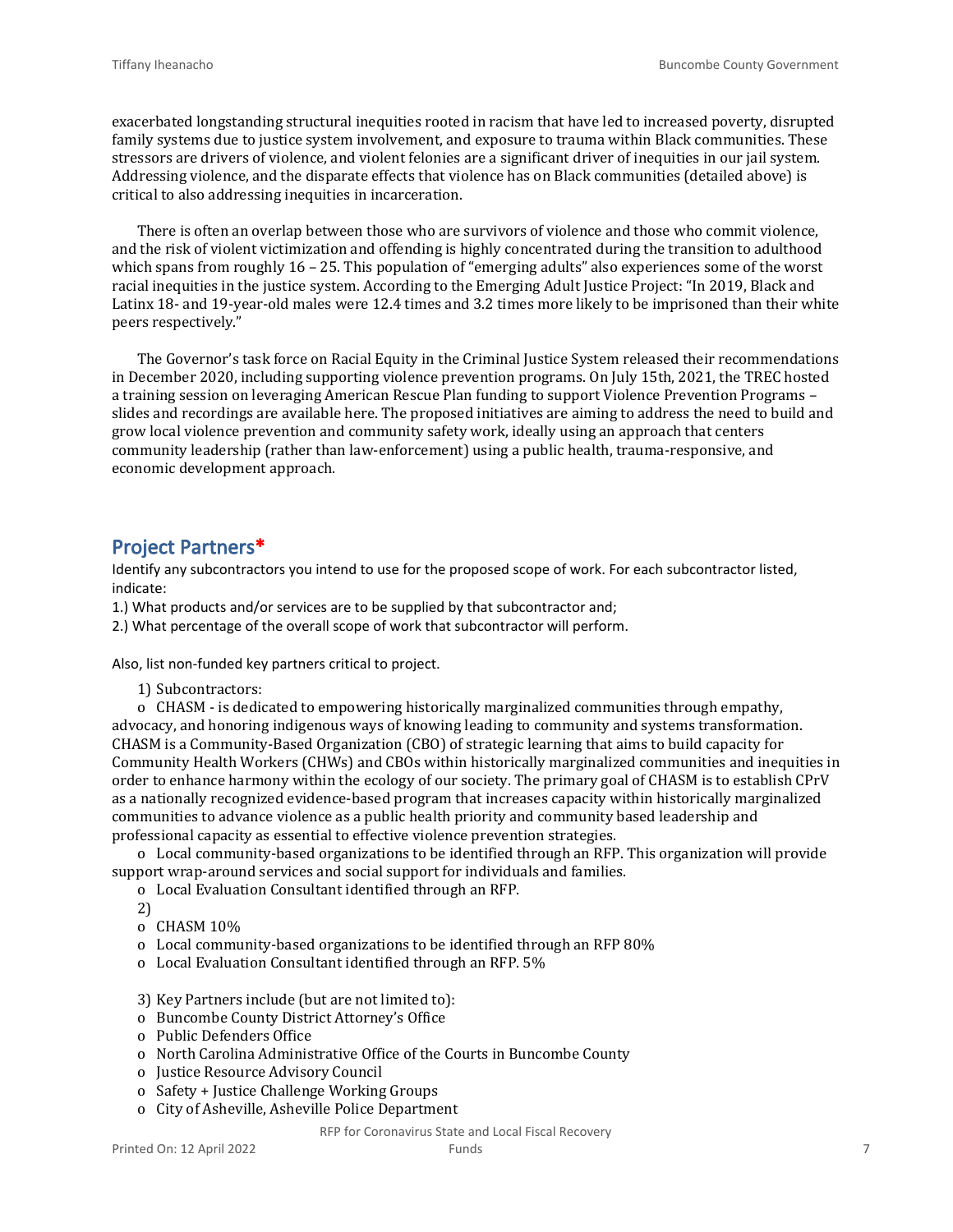exacerbated longstanding structural inequities rooted in racism that have led to increased poverty, disrupted family systems due to justice system involvement, and exposure to trauma within Black communities. These stressors are drivers of violence, and violent felonies are a significant driver of inequities in our jail system. Addressing violence, and the disparate effects that violence has on Black communities (detailed above) is critical to also addressing inequities in incarceration.

There is often an overlap between those who are survivors of violence and those who commit violence, and the risk of violent victimization and offending is highly concentrated during the transition to adulthood which spans from roughly 16 – 25. This population of "emerging adults" also experiences some of the worst racial inequities in the justice system. According to the Emerging Adult Justice Project: "In 2019, Black and Latinx 18- and 19-year-old males were 12.4 times and 3.2 times more likely to be imprisoned than their white peers respectively."

The Governor's task force on Racial Equity in the Criminal Justice System released their recommendations in December 2020, including supporting violence prevention programs. On July 15th, 2021, the TREC hosted a training session on leveraging American Rescue Plan funding to support Violence Prevention Programs – slides and recordings are available here. The proposed initiatives are aiming to address the need to build and grow local violence prevention and community safety work, ideally using an approach that centers community leadership (rather than law-enforcement) using a public health, trauma-responsive, and economic development approach.

## Project Partners*

Identify any subcontractors you intend to use for the proposed scope of work. For each subcontractor listed, indicate:

1.) What products and/or services are to be supplied by that subcontractor and;

2.) What percentage of the overall scope of work that subcontractor will perform.

Also, list non-funded key partners critical to project.

1) Subcontractors:

o CHASM - is dedicated to empowering historically marginalized communities through empathy, advocacy, and honoring indigenous ways of knowing leading to community and systems transformation. CHASM is a Community-Based Organization (CBO) of strategic learning that aims to build capacity for Community Health Workers (CHWs) and CBOs within historically marginalized communities and inequities in order to enhance harmony within the ecology of our society. The primary goal of CHASM is to establish CPrV as a nationally recognized evidence-based program that increases capacity within historically marginalized communities to advance violence as a public health priority and community based leadership and professional capacity as essential to effective violence prevention strategies.

o Local community-based organizations to be identified through an RFP. This organization will provide support wrap-around services and social support for individuals and families.

o Local Evaluation Consultant identified through an RFP.

2)

o CHASM 10%

o Local community-based organizations to be identified through an RFP 80%

o Local Evaluation Consultant identified through an RFP. 5%

3) Key Partners include (but are not limited to):

o Buncombe County District Attorney's Office

o Public Defenders Office

o North Carolina Administrative Office of the Courts in Buncombe County

o Justice Resource Advisory Council

o Safety + Justice Challenge Working Groups

o City of Asheville, Asheville Police Department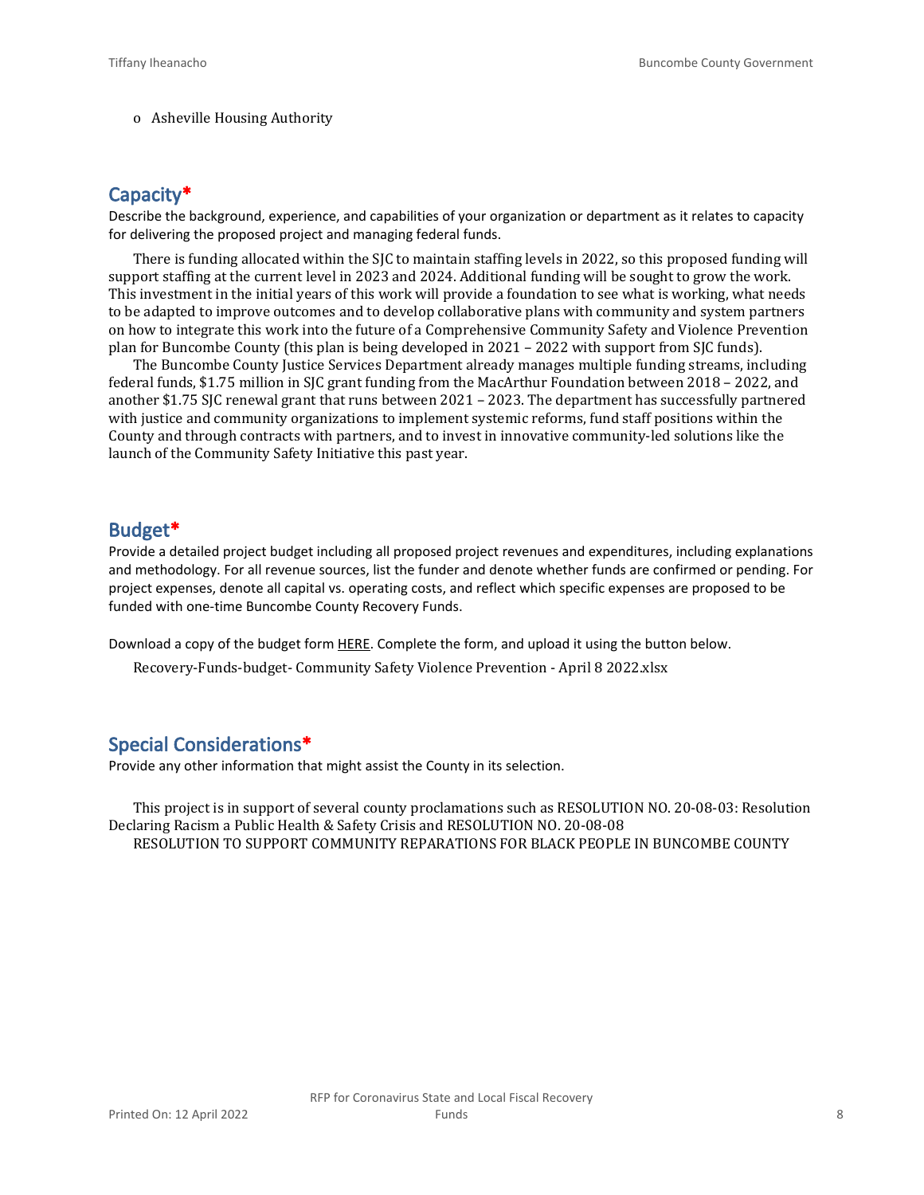- Asheville Housing Authority

## Capacity*

Describe the background, experience, and capabilities of your organization or department as it relates to capacity for delivering the proposed project and managing federal funds.

There is funding allocated within the SJC to maintain staffing levels in 2022, so this proposed funding will support staffing at the current level in 2023 and 2024. Additional funding will be sought to grow the work. This investment in the initial years of this work will provide a foundation to see what is working, what needs to be adapted to improve outcomes and to develop collaborative plans with community and system partners on how to integrate this work into the future of a Comprehensive Community Safety and Violence Prevention plan for Buncombe County (this plan is being developed in 2021 – 2022 with support from SJC funds).

The Buncombe County Justice Services Department already manages multiple funding streams, including federal funds, $1.75 million in SJC grant funding from the MacArthur Foundation between 2018 – 2022, and another $1.75 SJC renewal grant that runs between 2021 – 2023. The department has successfully partnered with justice and community organizations to implement systemic reforms, fund staff positions within the County and through contracts with partners, and to invest in innovative community-led solutions like the launch of the Community Safety Initiative this past year.

## Budget*

Provide a detailed project budget including all proposed project revenues and expenditures, including explanations and methodology. For all revenue sources, list the funder and denote whether funds are confirmed or pending. For project expenses, denote all capital vs. operating costs, and reflect which specific expenses are proposed to be funded with one-time Buncombe County Recovery Funds.

Download a copy of the budget form HERE. Complete the form, and upload it using the button below.

Recovery-Funds-budget- Community Safety Violence Prevention - April 8 2022.xlsx

## Special Considerations*

Provide any other information that might assist the County in its selection.

This project is in support of several county proclamations such as RESOLUTION NO. 20-08-03: Resolution Declaring Racism a Public Health & Safety Crisis and RESOLUTION NO. 20-08-08 RESOLUTION TO SUPPORT COMMUNITY REPARATIONS FOR BLACK PEOPLE IN BUNCOMBE COUNTY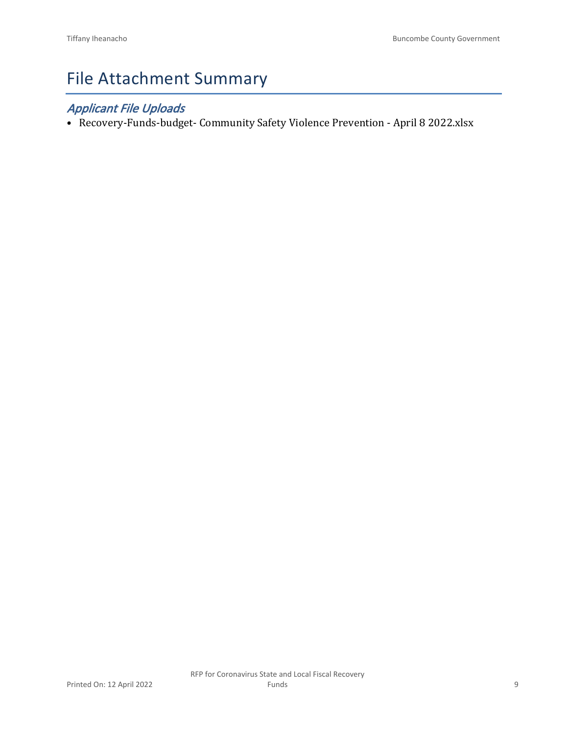# File Attachment Summary

## *Applicant File Uploads*

- Recovery-Funds-budget- Community Safety Violence Prevention - April 8 2022.xlsx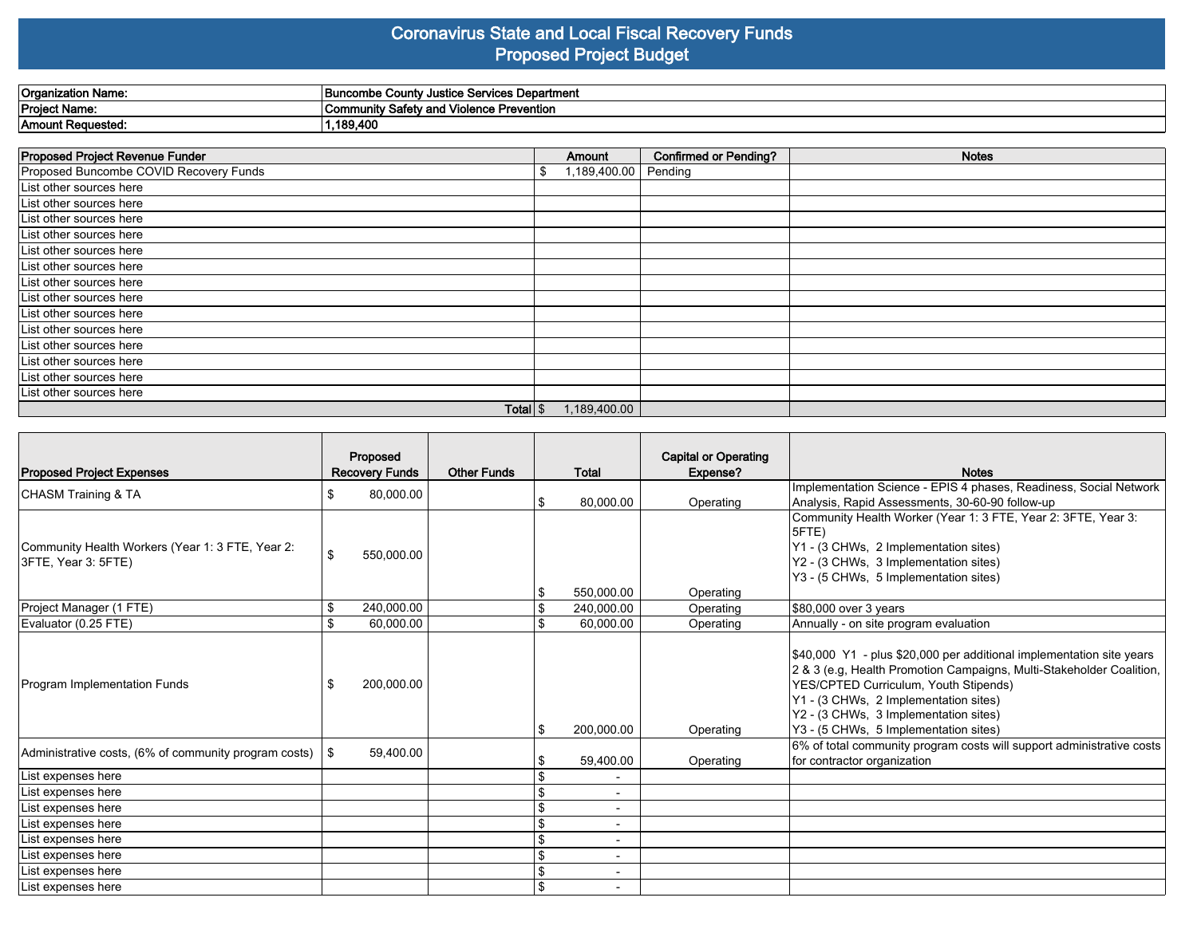# Coronavirus State and Local Fiscal Recovery Funds
## Proposed Project Budget

| | |
|---|---|
| **Organization Name:** | **Buncombe County Justice Services Department** |
| **Project Name:** | **Community Safety and Violence Prevention** |
| **Amount Requested:** | **1,189,400** |

| Proposed Project Revenue Funder | Amount | Confirmed or Pending? | Notes |
|---|---|---|---|
| Proposed Buncombe COVID Recovery Funds | $ 1,189,400.00 | Pending | |
| List other sources here | | | |
| List other sources here | | | |
| List other sources here | | | |
| List other sources here | | | |
| List other sources here | | | |
| List other sources here | | | |
| List other sources here | | | |
| List other sources here | | | |
| List other sources here | | | |
| List other sources here | | | |
| List other sources here | | | |
| List other sources here | | | |
| List other sources here | | | |
| List other sources here | | | |
| **Total** | $ 1,189,400.00 | | |

| Proposed Project Expenses | Proposed Recovery Funds | Other Funds | Total | Capital or Operating Expense? | Notes |
|---|---|---|---|---|---|
| CHASM Training & TA | $ 80,000.00 | | $ 80,000.00 | Operating | Implementation Science - EPIS 4 phases, Readiness, Social Network Analysis, Rapid Assessments, 30-60-90 follow-up |
| Community Health Workers (Year 1: 3 FTE, Year 2: 3FTE, Year 3: 5FTE) | $ 550,000.00 | | $ 550,000.00 | Operating | Community Health Worker (Year 1: 3 FTE, Year 2: 3FTE, Year 3: 5FTE)<br>Y1 - (3 CHWs, 2 Implementation sites)<br>Y2 - (3 CHWs, 3 Implementation sites)<br>Y3 - (5 CHWs, 5 Implementation sites) |
| Project Manager (1 FTE) | $ 240,000.00 | | $ 240,000.00 | Operating | $80,000 over 3 years |
| Evaluator (0.25 FTE) | $ 60,000.00 | | $ 60,000.00 | Operating | Annually - on site program evaluation |
| Program Implementation Funds | $ 200,000.00 | | $ 200,000.00 | Operating | $40,000 Y1 - plus $20,000 per additional implementation site years 2 & 3 (e.g, Health Promotion Campaigns, Multi-Stakeholder Coalition, YES/CPTED Curriculum, Youth Stipends)<br>Y1 - (3 CHWs, 2 Implementation sites)<br>Y2 - (3 CHWs, 3 Implementation sites)<br>Y3 - (5 CHWs, 5 Implementation sites) |
| Administrative costs, (6% of community program costs) | $ 59,400.00 | | $ 59,400.00 | Operating | 6% of total community program costs will support administrative costs for contractor organization |
| List expenses here | | | $ - | | |
| List expenses here | | | $ - | | |
| List expenses here | | | $ - | | |
| List expenses here | | | $ - | | |
| List expenses here | | | $ - | | |
| List expenses here | | | $ - | | |
| List expenses here | | | $ - | | |
| List expenses here | | | $ - | | |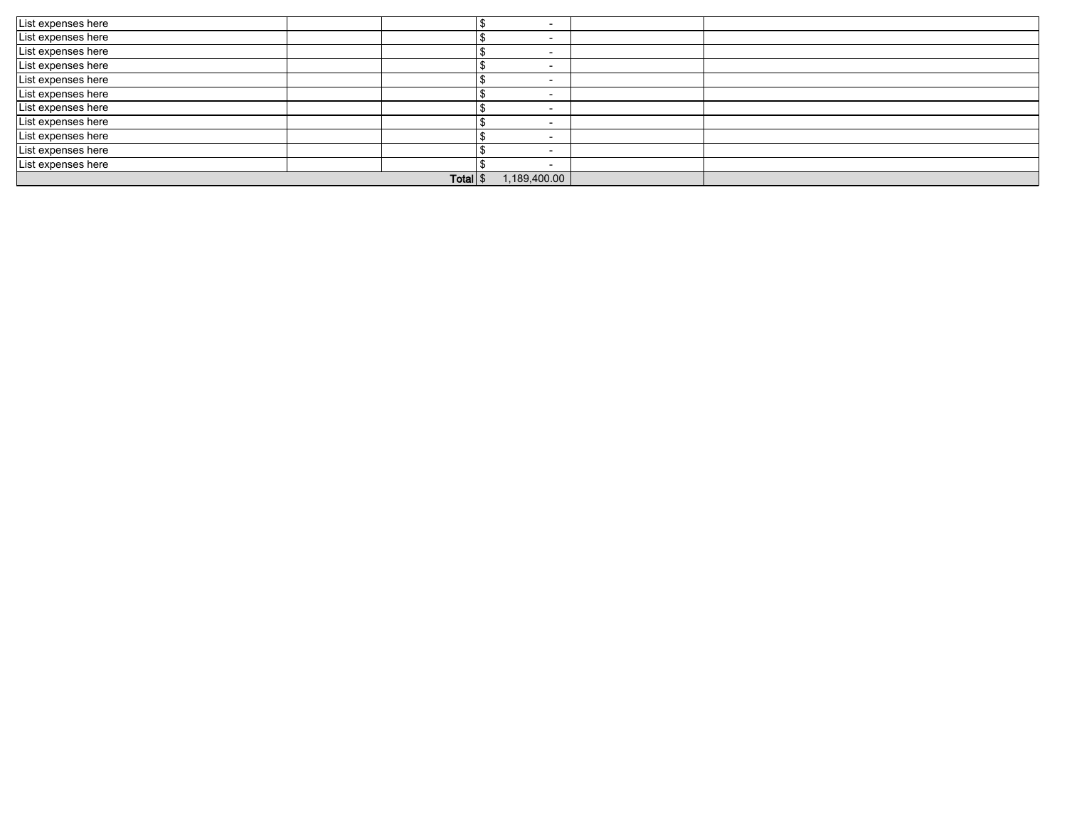| | | | | | |
|---|---|---|---|---|---|
| List expenses here | | | $ - | | |
| List expenses here | | | $ - | | |
| List expenses here | | | $ - | | |
| List expenses here | | | $ - | | |
| List expenses here | | | $ - | | |
| List expenses here | | | $ - | | |
| List expenses here | | | $ - | | |
| List expenses here | | | $ - | | |
| List expenses here | | | $ - | | |
| List expenses here | | | $ - | | |
| List expenses here | | | $ - | | |
| | | **Total** | $ 1,189,400.00 | | |